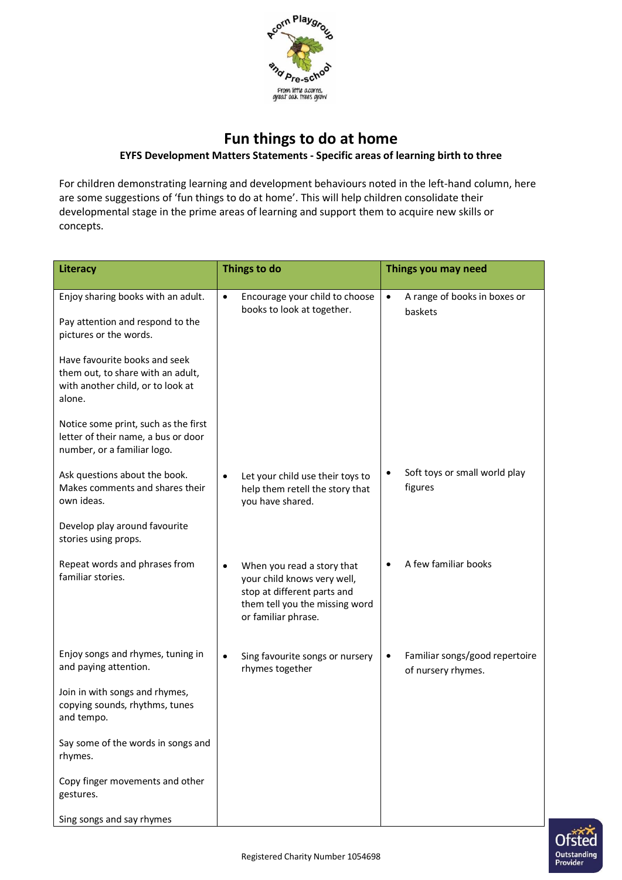# Fun things to do at home

**EYFS Development Matters Statements - Specific areas of learning birth to three**

For children demonstrating learning and development behaviours noted in the left-hand column, here are some suggestions of 'fun things to do at home'. This will help children consolidate their developmental stage in the prime areas of learning and support them to acquire new skills or concepts.

| Literacy | Things to do | Things you may need |
|---|---|---|
| Enjoy sharing books with an adult.<br><br>Pay attention and respond to the pictures or the words.<br><br>Have favourite books and seek them out, to share with an adult, with another child, or to look at alone.<br><br>Notice some print, such as the first letter of their name, a bus or door number, or a familiar logo. | • Encourage your child to choose books to look at together. | • A range of books in boxes or baskets |
| Ask questions about the book. Makes comments and shares their own ideas.<br><br>Develop play around favourite stories using props. | • Let your child use their toys to help them retell the story that you have shared. | • Soft toys or small world play figures |
| Repeat words and phrases from familiar stories. | • When you read a story that your child knows very well, stop at different parts and them tell you the missing word or familiar phrase. | • A few familiar books |
| Enjoy songs and rhymes, tuning in and paying attention.<br><br>Join in with songs and rhymes, copying sounds, rhythms, tunes and tempo.<br><br>Say some of the words in songs and rhymes.<br><br>Copy finger movements and other gestures.<br><br>Sing songs and say rhymes | • Sing favourite songs or nursery rhymes together | • Familiar songs/good repertoire of nursery rhymes. |

Registered Charity Number 1054698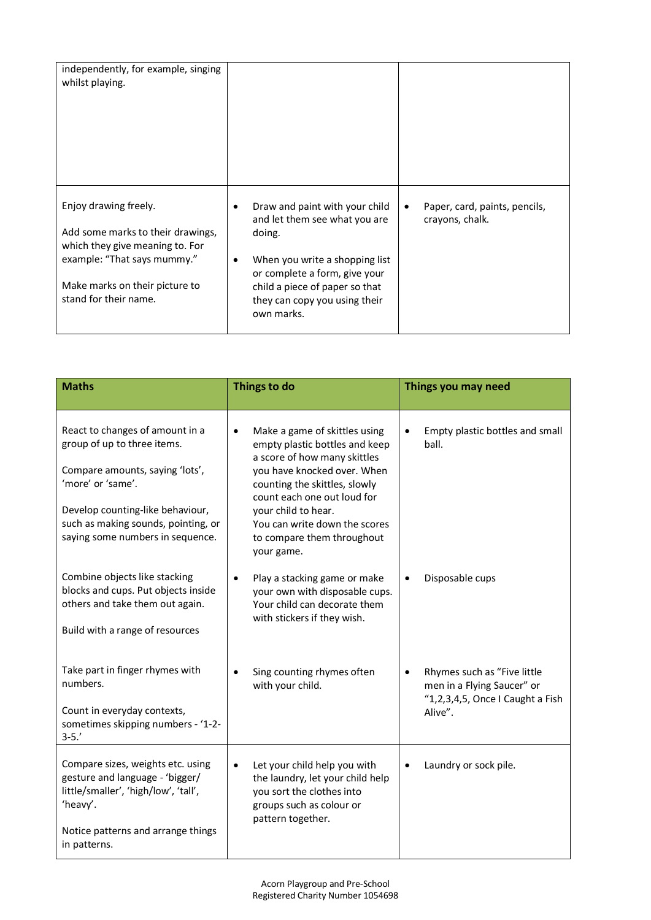| | | |
|---|---|---|
| independently, for example, singing whilst playing. | | |
| Enjoy drawing freely.<br><br>Add some marks to their drawings, which they give meaning to. For example: "That says mummy."<br><br>Make marks on their picture to stand for their name. | • Draw and paint with your child and let them see what you are doing.<br><br>• When you write a shopping list or complete a form, give your child a piece of paper so that they can copy you using their own marks. | • Paper, card, paints, pencils, crayons, chalk. |

| Maths | Things to do | Things you may need |
|---|---|---|
| React to changes of amount in a group of up to three items.<br><br>Compare amounts, saying 'lots', 'more' or 'same'.<br><br>Develop counting-like behaviour, such as making sounds, pointing, or saying some numbers in sequence.<br><br>Combine objects like stacking blocks and cups. Put objects inside others and take them out again.<br><br>Build with a range of resources<br><br>Take part in finger rhymes with numbers.<br><br>Count in everyday contexts, sometimes skipping numbers - '1-2-3-5.' | • Make a game of skittles using empty plastic bottles and keep a score of how many skittles you have knocked over. When counting the skittles, slowly count each one out loud for your child to hear. You can write down the scores to compare them throughout your game.<br><br>• Play a stacking game or make your own with disposable cups. Your child can decorate them with stickers if they wish.<br><br>• Sing counting rhymes often with your child. | • Empty plastic bottles and small ball.<br><br>• Disposable cups<br><br>• Rhymes such as "Five little men in a Flying Saucer" or "1,2,3,4,5, Once I Caught a Fish Alive". |
| Compare sizes, weights etc. using gesture and language - 'bigger/ little/smaller', 'high/low', 'tall', 'heavy'.<br><br>Notice patterns and arrange things in patterns. | • Let your child help you with the laundry, let your child help you sort the clothes into groups such as colour or pattern together. | • Laundry or sock pile. |

Acorn Playgroup and Pre-School
Registered Charity Number 1054698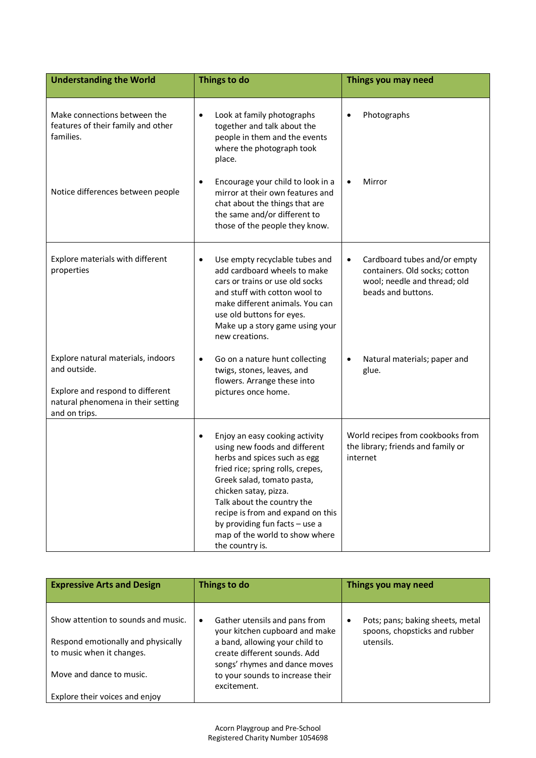| Understanding the World | Things to do | Things you may need |
|---|---|---|
| Make connections between the features of their family and other families. | • Look at family photographs together and talk about the people in them and the events where the photograph took place. | • Photographs |
| Notice differences between people | • Encourage your child to look in a mirror at their own features and chat about the things that are the same and/or different to those of the people they know. | • Mirror |
| Explore materials with different properties | • Use empty recyclable tubes and add cardboard wheels to make cars or trains or use old socks and stuff with cotton wool to make different animals. You can use old buttons for eyes. Make up a story game using your new creations. | • Cardboard tubes and/or empty containers. Old socks; cotton wool; needle and thread; old beads and buttons. |
| Explore natural materials, indoors and outside.<br><br>Explore and respond to different natural phenomena in their setting and on trips. | • Go on a nature hunt collecting twigs, stones, leaves, and flowers. Arrange these into pictures once home. | • Natural materials; paper and glue. |
| | • Enjoy an easy cooking activity using new foods and different herbs and spices such as egg fried rice; spring rolls, crepes, Greek salad, tomato pasta, chicken satay, pizza. Talk about the country the recipe is from and expand on this by providing fun facts – use a map of the world to show where the country is. | World recipes from cookbooks from the library; friends and family or internet |

| Expressive Arts and Design | Things to do | Things you may need |
|---|---|---|
| Show attention to sounds and music.<br><br>Respond emotionally and physically to music when it changes.<br><br>Move and dance to music.<br><br>Explore their voices and enjoy | • Gather utensils and pans from your kitchen cupboard and make a band, allowing your child to create different sounds. Add songs' rhymes and dance moves to your sounds to increase their excitement. | • Pots; pans; baking sheets, metal spoons, chopsticks and rubber utensils. |

Acorn Playgroup and Pre-School
Registered Charity Number 1054698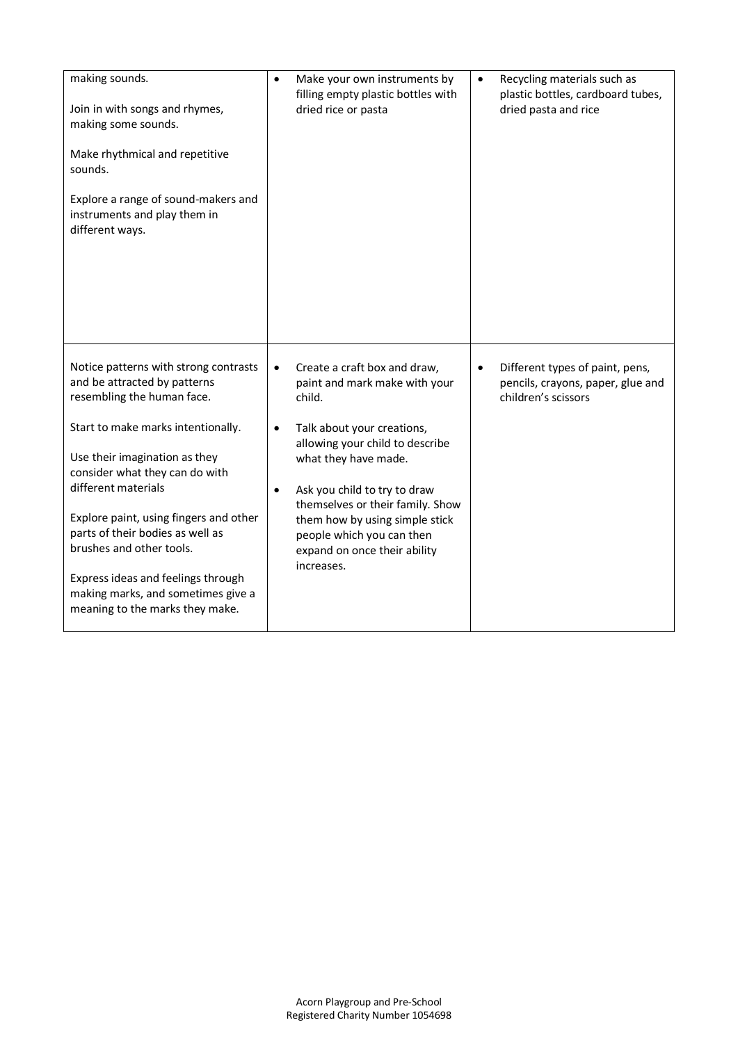| | | |
|---|---|---|
| making sounds.<br><br>Join in with songs and rhymes, making some sounds.<br><br>Make rhythmical and repetitive sounds.<br><br>Explore a range of sound-makers and instruments and play them in different ways. | • Make your own instruments by filling empty plastic bottles with dried rice or pasta | • Recycling materials such as plastic bottles, cardboard tubes, dried pasta and rice |
| Notice patterns with strong contrasts and be attracted by patterns resembling the human face.<br><br>Start to make marks intentionally.<br><br>Use their imagination as they consider what they can do with different materials<br><br>Explore paint, using fingers and other parts of their bodies as well as brushes and other tools.<br><br>Express ideas and feelings through making marks, and sometimes give a meaning to the marks they make. | • Create a craft box and draw, paint and mark make with your child.<br><br>• Talk about your creations, allowing your child to describe what they have made.<br><br>• Ask you child to try to draw themselves or their family. Show them how by using simple stick people which you can then expand on once their ability increases. | • Different types of paint, pens, pencils, crayons, paper, glue and children's scissors |

Acorn Playgroup and Pre-School
Registered Charity Number 1054698